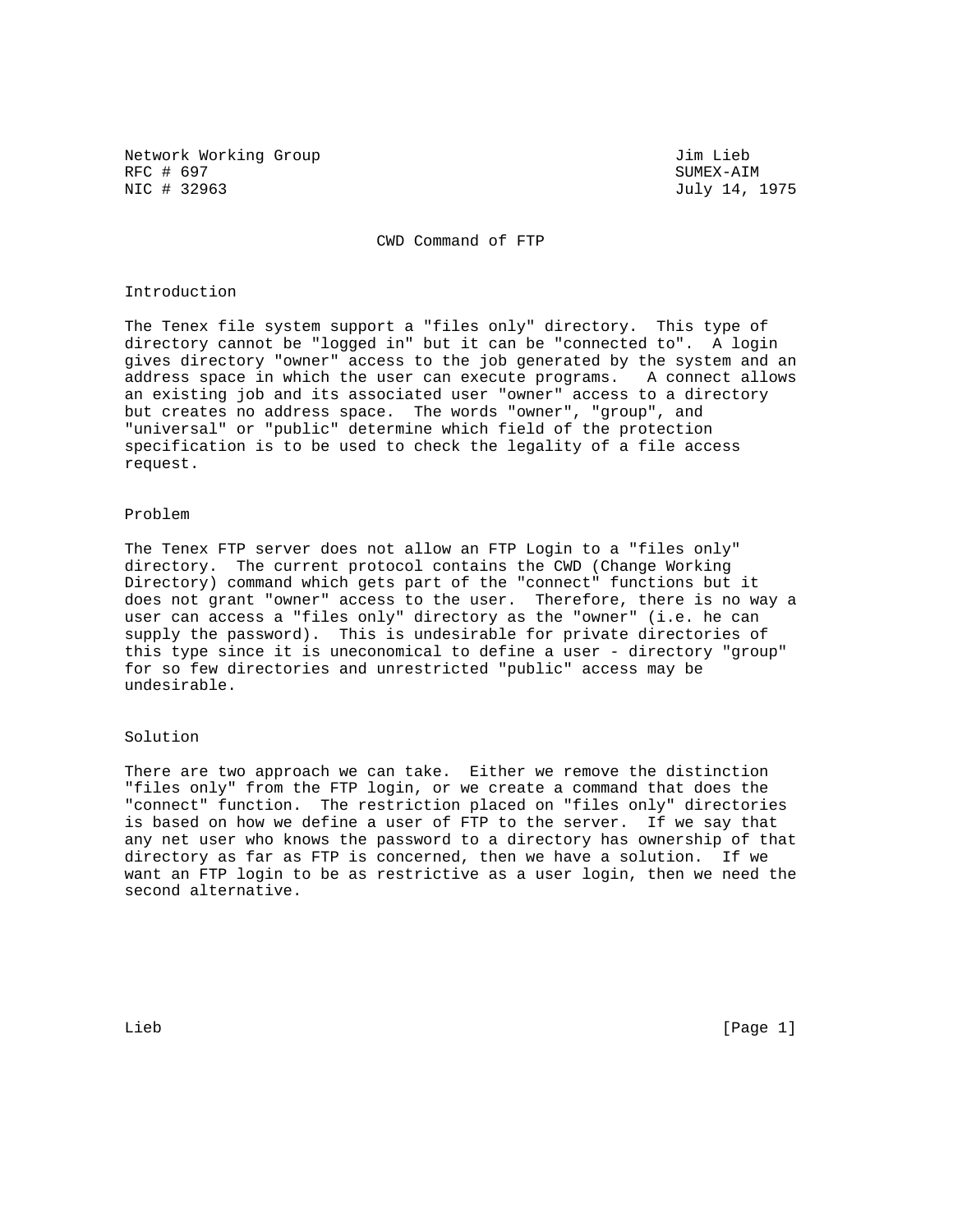Network Working Group Jim Lieb
RFC # 697 SUMEX-AIM
NIC # 32963 July 14, 1975

# CWD Command of FTP

## Introduction

The Tenex file system support a "files only" directory. This type of directory cannot be "logged in" but it can be "connected to". A login gives directory "owner" access to the job generated by the system and an address space in which the user can execute programs. A connect allows an existing job and its associated user "owner" access to a directory but creates no address space. The words "owner", "group", and "universal" or "public" determine which field of the protection specification is to be used to check the legality of a file access request.

## Problem

The Tenex FTP server does not allow an FTP Login to a "files only" directory. The current protocol contains the CWD (Change Working Directory) command which gets part of the "connect" functions but it does not grant "owner" access to the user. Therefore, there is no way a user can access a "files only" directory as the "owner" (i.e. he can supply the password). This is undesirable for private directories of this type since it is uneconomical to define a user - directory "group" for so few directories and unrestricted "public" access may be undesirable.

## Solution

There are two approach we can take. Either we remove the distinction "files only" from the FTP login, or we create a command that does the "connect" function. The restriction placed on "files only" directories is based on how we define a user of FTP to the server. If we say that any net user who knows the password to a directory has ownership of that directory as far as FTP is concerned, then we have a solution. If we want an FTP login to be as restrictive as a user login, then we need the second alternative.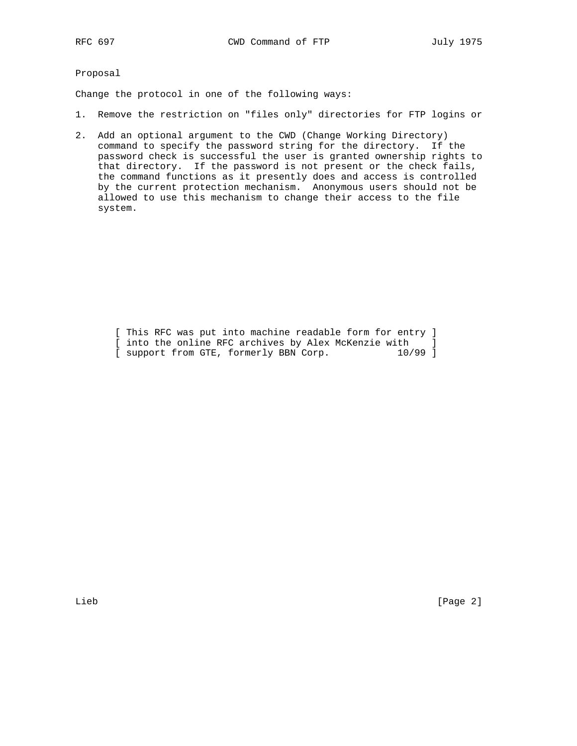Proposal

Change the protocol in one of the following ways:

1. Remove the restriction on "files only" directories for FTP logins or

2. Add an optional argument to the CWD (Change Working Directory) command to specify the password string for the directory. If the password check is successful the user is granted ownership rights to that directory. If the password is not present or the check fails, the command functions as it presently does and access is controlled by the current protection mechanism. Anonymous users should not be allowed to use this mechanism to change their access to the file system.

[ This RFC was put into machine readable form for entry ]
[ into the online RFC archives by Alex McKenzie with ]
[ support from GTE, formerly BBN Corp. 10/99 ]